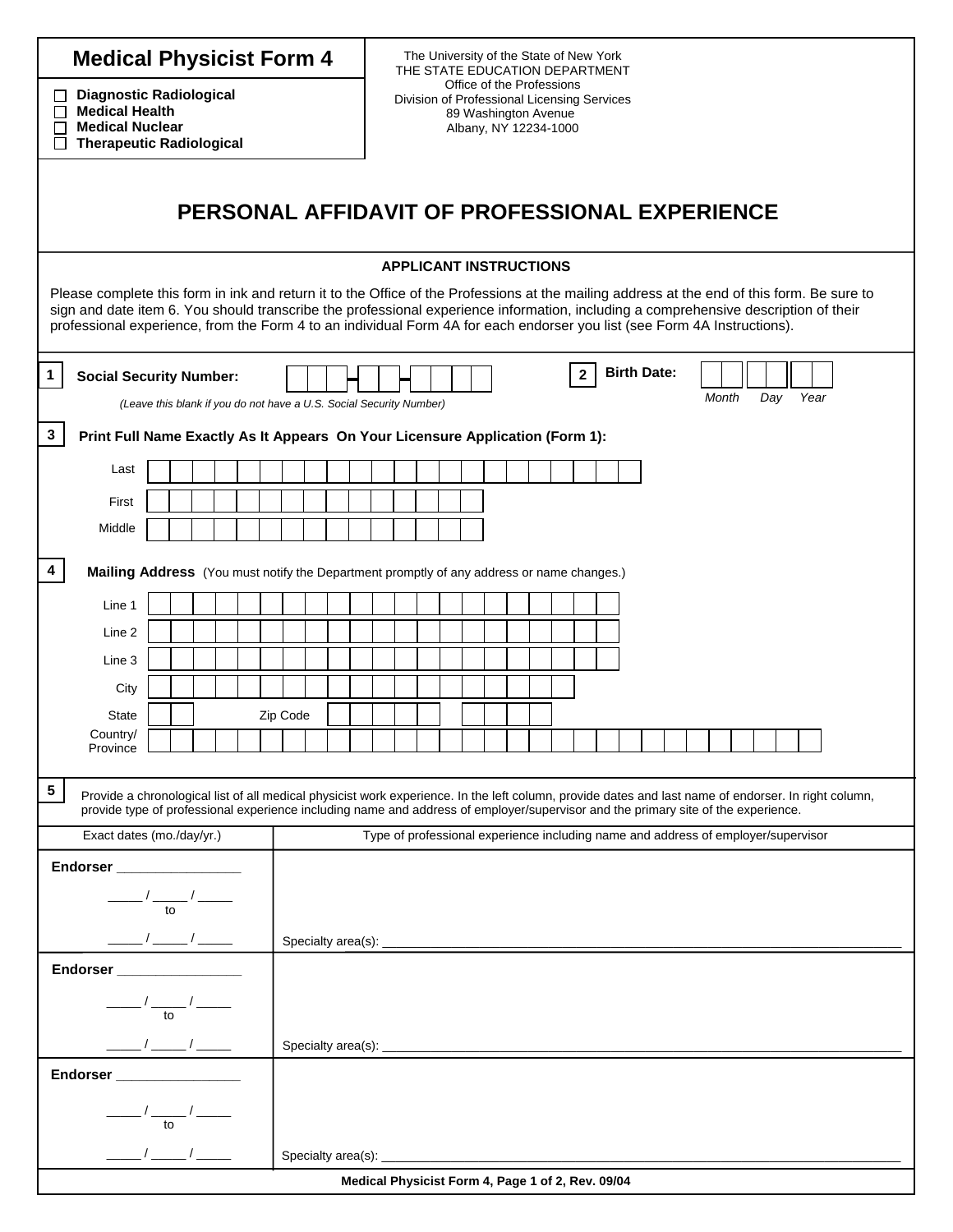# Medical Physicist Form 4

- ☐ Diagnostic Radiological
- ☐ Medical Health
- ☐ Medical Nuclear
- ☐ Therapeutic Radiological

The University of the State of New York
THE STATE EDUCATION DEPARTMENT
Office of the Professions
Division of Professional Licensing Services
89 Washington Avenue
Albany, NY 12234-1000

## PERSONAL AFFIDAVIT OF PROFESSIONAL EXPERIENCE

### APPLICANT INSTRUCTIONS

Please complete this form in ink and return it to the Office of the Professions at the mailing address at the end of this form. Be sure to sign and date item 6. You should transcribe the professional experience information, including a comprehensive description of their professional experience, from the Form 4 to an individual Form 4A for each endorser you list (see Form 4A Instructions).

**1** **Social Security Number:** ___ ___ ___ - ___ ___ - ___ ___ ___ ___

*(Leave this blank if you do not have a U.S. Social Security Number)*

**2** **Birth Date:** ___ ___ / ___ ___ / ___ ___
*Month Day Year*

**3** **Print Full Name Exactly As It Appears On Your Licensure Application (Form 1):**

Last ______________________________

First ______________________________

Middle ______________________________

**4** **Mailing Address** (You must notify the Department promptly of any address or name changes.)

Line 1 ______________________________

Line 2 ______________________________

Line 3 ______________________________

City ______________________________

State ____ Zip Code _____ ____

Country/ Province ______________________________

**5** Provide a chronological list of all medical physicist work experience. In the left column, provide dates and last name of endorser. In right column, provide type of professional experience including name and address of employer/supervisor and the primary site of the experience.

| Exact dates (mo./day/yr.) | Type of professional experience including name and address of employer/supervisor |
| --- | --- |
| **Endorser** ________________ <br> _____ / _____ / _____ <br> to <br> _____ / _____ / _____ | <br><br><br> Specialty area(s): ____________________ |
| **Endorser** ________________ <br> _____ / _____ / _____ <br> to <br> _____ / _____ / _____ | <br><br><br> Specialty area(s): ____________________ |
| **Endorser** ________________ <br> _____ / _____ / _____ <br> to <br> _____ / _____ / _____ | <br><br><br> Specialty area(s): ____________________ |

**Medical Physicist Form 4, Page 1 of 2, Rev. 09/04**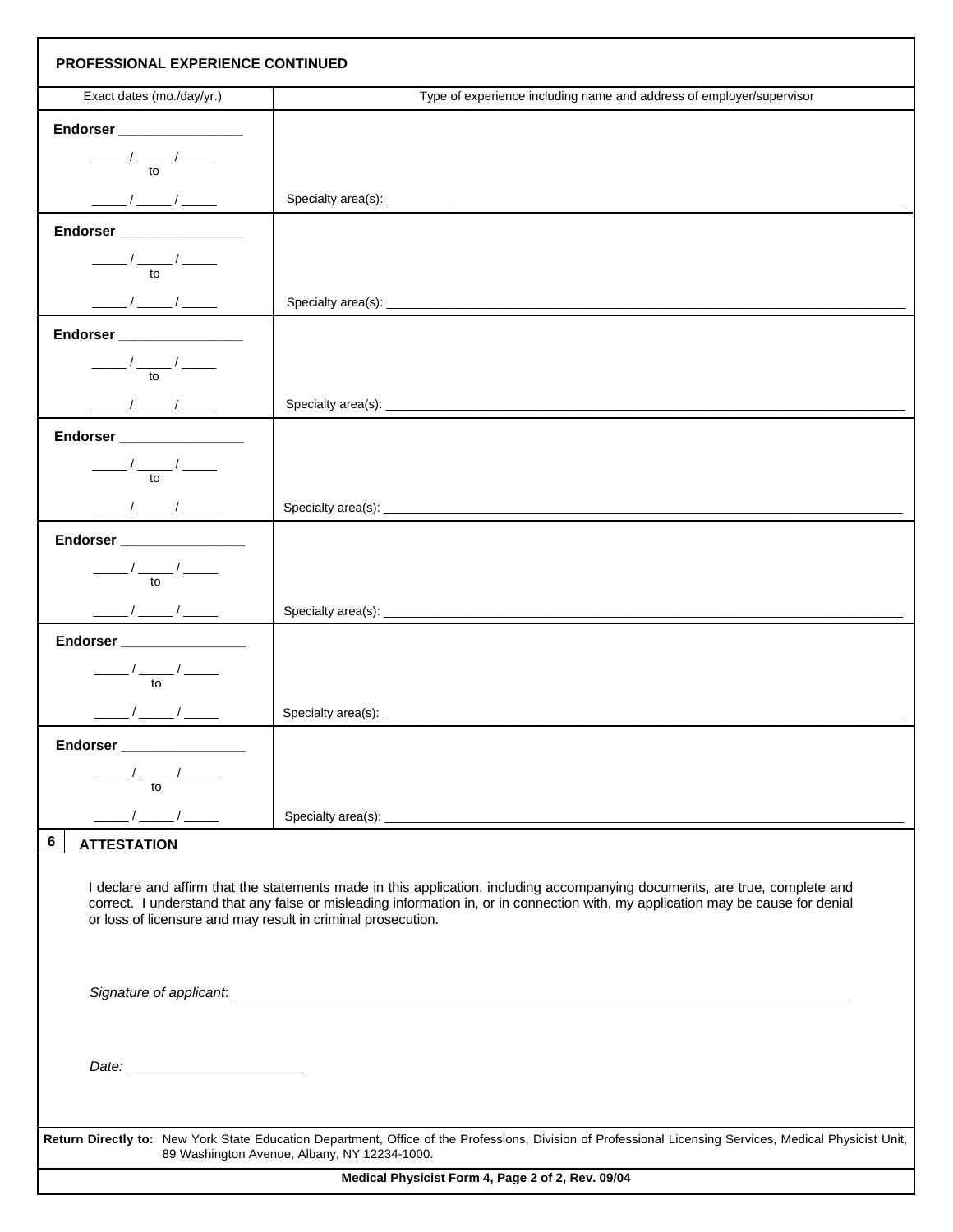## PROFESSIONAL EXPERIENCE CONTINUED

| Exact dates (mo./day/yr.) | Type of experience including name and address of employer/supervisor |
|---|---|
| **Endorser** ________________ <br> _____ / _____ / _____ <br> to <br> _____ / _____ / _____ | Specialty area(s): ____________________ |
| **Endorser** ________________ <br> _____ / _____ / _____ <br> to <br> _____ / _____ / _____ | Specialty area(s): ____________________ |
| **Endorser** ________________ <br> _____ / _____ / _____ <br> to <br> _____ / _____ / _____ | Specialty area(s): ____________________ |
| **Endorser** ________________ <br> _____ / _____ / _____ <br> to <br> _____ / _____ / _____ | Specialty area(s): ____________________ |
| **Endorser** ________________ <br> _____ / _____ / _____ <br> to <br> _____ / _____ / _____ | Specialty area(s): ____________________ |
| **Endorser** ________________ <br> _____ / _____ / _____ <br> to <br> _____ / _____ / _____ | Specialty area(s): ____________________ |
| **Endorser** ________________ <br> _____ / _____ / _____ <br> to <br> _____ / _____ / _____ | Specialty area(s): ____________________ |

## 6 ATTESTATION

I declare and affirm that the statements made in this application, including accompanying documents, are true, complete and correct. I understand that any false or misleading information in, or in connection with, my application may be cause for denial or loss of licensure and may result in criminal prosecution.

*Signature of applicant*: ______________________________________________

*Date:* ______________________

**Return Directly to:** New York State Education Department, Office of the Professions, Division of Professional Licensing Services, Medical Physicist Unit, 89 Washington Avenue, Albany, NY 12234-1000.

**Medical Physicist Form 4, Page 2 of 2, Rev. 09/04**